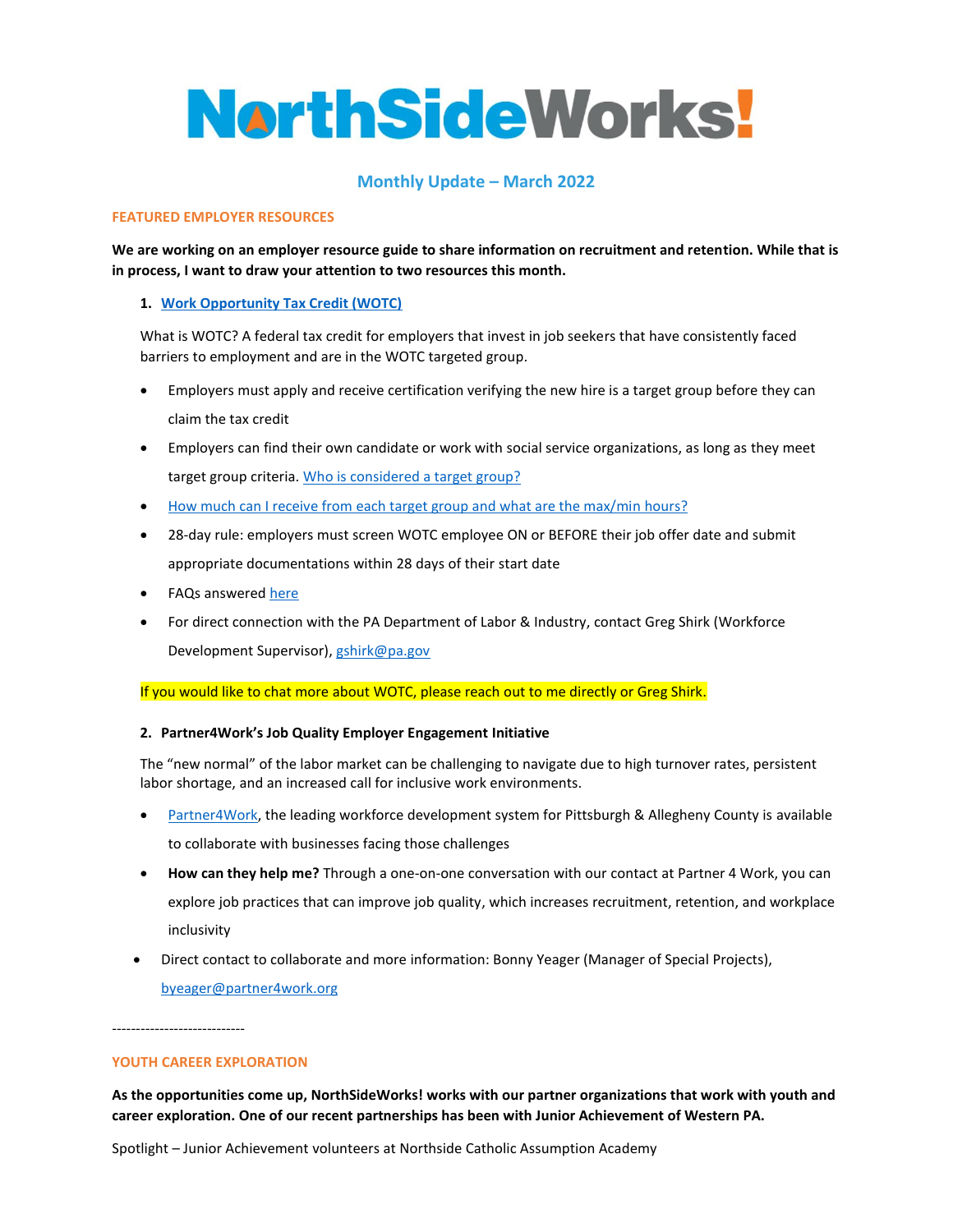# NorthSideWorks!

## Monthly Update – March 2022

### FEATURED EMPLOYER RESOURCES

**We are working on an employer resource guide to share information on recruitment and retention. While that is in process, I want to draw your attention to two resources this month.**

1. **Work Opportunity Tax Credit (WOTC)**

   What is WOTC? A federal tax credit for employers that invest in job seekers that have consistently faced barriers to employment and are in the WOTC targeted group.

   - Employers must apply and receive certification verifying the new hire is a target group before they can claim the tax credit
   - Employers can find their own candidate or work with social service organizations, as long as they meet target group criteria. Who is considered a target group?
   - How much can I receive from each target group and what are the max/min hours?
   - 28-day rule: employers must screen WOTC employee ON or BEFORE their job offer date and submit appropriate documentations within 28 days of their start date
   - FAQs answered here
   - For direct connection with the PA Department of Labor & Industry, contact Greg Shirk (Workforce Development Supervisor), gshirk@pa.gov

   If you would like to chat more about WOTC, please reach out to me directly or Greg Shirk.

2. **Partner4Work's Job Quality Employer Engagement Initiative**

   The "new normal" of the labor market can be challenging to navigate due to high turnover rates, persistent labor shortage, and an increased call for inclusive work environments.

   - Partner4Work, the leading workforce development system for Pittsburgh & Allegheny County is available to collaborate with businesses facing those challenges
   - **How can they help me?** Through a one-on-one conversation with our contact at Partner 4 Work, you can explore job practices that can improve job quality, which increases recruitment, retention, and workplace inclusivity
   - Direct contact to collaborate and more information: Bonny Yeager (Manager of Special Projects), byeager@partner4work.org

----------------------------

### YOUTH CAREER EXPLORATION

**As the opportunities come up, NorthSideWorks! works with our partner organizations that work with youth and career exploration. One of our recent partnerships has been with Junior Achievement of Western PA.**

Spotlight – Junior Achievement volunteers at Northside Catholic Assumption Academy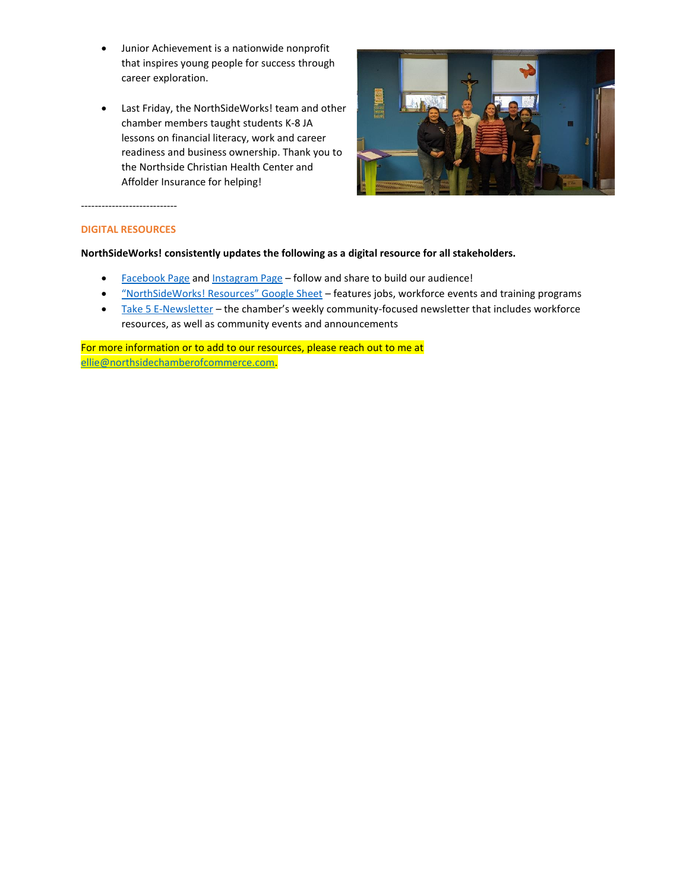- Junior Achievement is a nationwide nonprofit that inspires young people for success through career exploration.
- Last Friday, the NorthSideWorks! team and other chamber members taught students K-8 JA lessons on financial literacy, work and career readiness and business ownership. Thank you to the Northside Christian Health Center and Affolder Insurance for helping!

----------------------------

## DIGITAL RESOURCES

**NorthSideWorks! consistently updates the following as a digital resource for all stakeholders.**

- Facebook Page and Instagram Page – follow and share to build our audience!
- "NorthSideWorks! Resources" Google Sheet – features jobs, workforce events and training programs
- Take 5 E-Newsletter – the chamber's weekly community-focused newsletter that includes workforce resources, as well as community events and announcements

For more information or to add to our resources, please reach out to me at ellie@northsidechamberofcommerce.com.